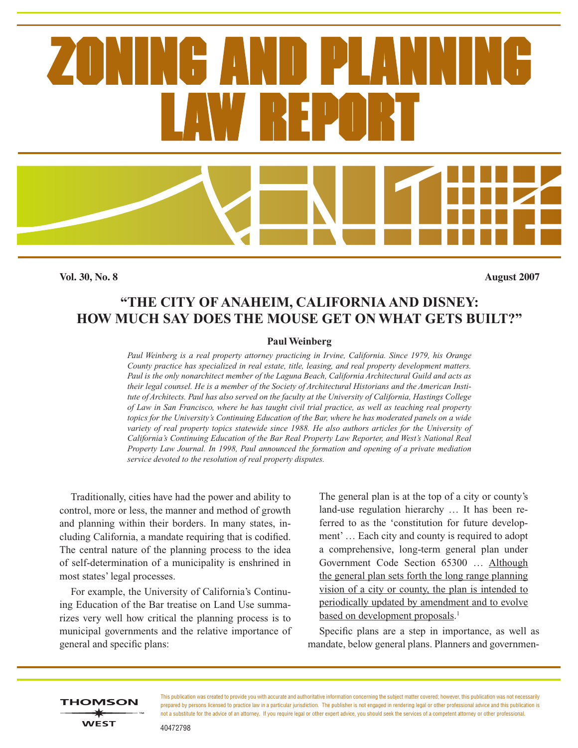# ZONING AND PLANNING LAW REPORT

**Vol. 30, No. 8** **August 2007**

## "THE CITY OF ANAHEIM, CALIFORNIA AND DISNEY: HOW MUCH SAY DOES THE MOUSE GET ON WHAT GETS BUILT?"

**Paul Weinberg**

*Paul Weinberg is a real property attorney practicing in Irvine, California. Since 1979, his Orange County practice has specialized in real estate, title, leasing, and real property development matters. Paul is the only nonarchitect member of the Laguna Beach, California Architectural Guild and acts as their legal counsel. He is a member of the Society of Architectural Historians and the American Institute of Architects. Paul has also served on the faculty at the University of California, Hastings College of Law in San Francisco, where he has taught civil trial practice, as well as teaching real property topics for the University's Continuing Education of the Bar, where he has moderated panels on a wide variety of real property topics statewide since 1988. He also authors articles for the University of California's Continuing Education of the Bar Real Property Law Reporter, and West's National Real Property Law Journal. In 1998, Paul announced the formation and opening of a private mediation service devoted to the resolution of real property disputes.*

Traditionally, cities have had the power and ability to control, more or less, the manner and method of growth and planning within their borders. In many states, including California, a mandate requiring that is codified. The central nature of the planning process to the idea of self-determination of a municipality is enshrined in most states' legal processes.

For example, the University of California's Continuing Education of the Bar treatise on Land Use summarizes very well how critical the planning process is to municipal governments and the relative importance of general and specific plans:

> The general plan is at the top of a city or county's land-use regulation hierarchy … It has been referred to as the 'constitution for future development' … Each city and county is required to adopt a comprehensive, long-term general plan under Government Code Section 65300 … Although the general plan sets forth the long range planning vision of a city or county, the plan is intended to periodically updated by amendment and to evolve based on development proposals.[1]

Specific plans are a step in importance, as well as mandate, below general plans. Planners and governmen-

This publication was created to provide you with accurate and authoritative information concerning the subject matter covered; however, this publication was not necessarily prepared by persons licensed to practice law in a particular jurisdiction. The publisher is not engaged in rendering legal or other professional advice and this publication is not a substitute for the advice of an attorney. If you require legal or other expert advice, you should seek the services of a competent attorney or other professional.

40472798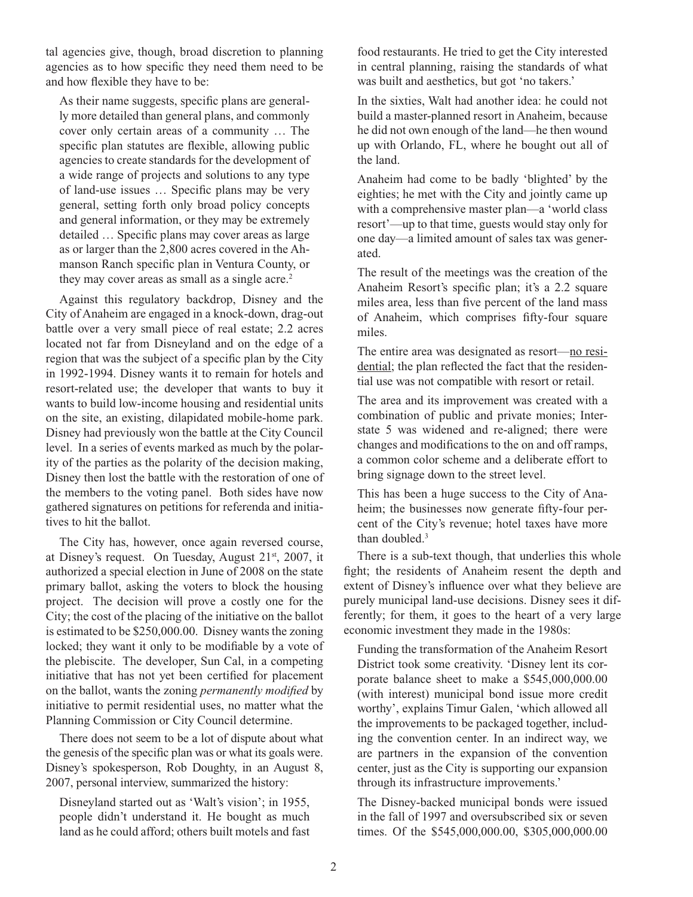tal agencies give, though, broad discretion to planning agencies as to how specific they need them need to be and how flexible they have to be:

> As their name suggests, specific plans are generally more detailed than general plans, and commonly cover only certain areas of a community … The specific plan statutes are flexible, allowing public agencies to create standards for the development of a wide range of projects and solutions to any type of land-use issues … Specific plans may be very general, setting forth only broad policy concepts and general information, or they may be extremely detailed … Specific plans may cover areas as large as or larger than the 2,800 acres covered in the Ahmanson Ranch specific plan in Ventura County, or they may cover areas as small as a single acre.[2]

Against this regulatory backdrop, Disney and the City of Anaheim are engaged in a knock-down, drag-out battle over a very small piece of real estate; 2.2 acres located not far from Disneyland and on the edge of a region that was the subject of a specific plan by the City in 1992-1994. Disney wants it to remain for hotels and resort-related use; the developer that wants to buy it wants to build low-income housing and residential units on the site, an existing, dilapidated mobile-home park. Disney had previously won the battle at the City Council level. In a series of events marked as much by the polarity of the parties as the polarity of the decision making, Disney then lost the battle with the restoration of one of the members to the voting panel. Both sides have now gathered signatures on petitions for referenda and initiatives to hit the ballot.

The City has, however, once again reversed course, at Disney's request. On Tuesday, August 21st, 2007, it authorized a special election in June of 2008 on the state primary ballot, asking the voters to block the housing project. The decision will prove a costly one for the City; the cost of the placing of the initiative on the ballot is estimated to be $250,000.00. Disney wants the zoning locked; they want it only to be modifiable by a vote of the plebiscite. The developer, Sun Cal, in a competing initiative that has not yet been certified for placement on the ballot, wants the zoning *permanently modified* by initiative to permit residential uses, no matter what the Planning Commission or City Council determine.

There does not seem to be a lot of dispute about what the genesis of the specific plan was or what its goals were. Disney's spokesperson, Rob Doughty, in an August 8, 2007, personal interview, summarized the history:

> Disneyland started out as 'Walt's vision'; in 1955, people didn't understand it. He bought as much land as he could afford; others built motels and fast food restaurants. He tried to get the City interested in central planning, raising the standards of what was built and aesthetics, but got 'no takers.'
>
> In the sixties, Walt had another idea: he could not build a master-planned resort in Anaheim, because he did not own enough of the land—he then wound up with Orlando, FL, where he bought out all of the land.
>
> Anaheim had come to be badly 'blighted' by the eighties; he met with the City and jointly came up with a comprehensive master plan—a 'world class resort'—up to that time, guests would stay only for one day—a limited amount of sales tax was generated.
>
> The result of the meetings was the creation of the Anaheim Resort's specific plan; it's a 2.2 square miles area, less than five percent of the land mass of Anaheim, which comprises fifty-four square miles.
>
> The entire area was designated as resort—no residential; the plan reflected the fact that the residential use was not compatible with resort or retail.
>
> The area and its improvement was created with a combination of public and private monies; Interstate 5 was widened and re-aligned; there were changes and modifications to the on and off ramps, a common color scheme and a deliberate effort to bring signage down to the street level.
>
> This has been a huge success to the City of Anaheim; the businesses now generate fifty-four percent of the City's revenue; hotel taxes have more than doubled.[3]

There is a sub-text though, that underlies this whole fight; the residents of Anaheim resent the depth and extent of Disney's influence over what they believe are purely municipal land-use decisions. Disney sees it differently; for them, it goes to the heart of a very large economic investment they made in the 1980s:

> Funding the transformation of the Anaheim Resort District took some creativity. 'Disney lent its corporate balance sheet to make a $545,000,000.00 (with interest) municipal bond issue more credit worthy', explains Timur Galen, 'which allowed all the improvements to be packaged together, including the convention center. In an indirect way, we are partners in the expansion of the convention center, just as the City is supporting our expansion through its infrastructure improvements.'
>
> The Disney-backed municipal bonds were issued in the fall of 1997 and oversubscribed six or seven times. Of the $545,000,000.00, $305,000,000.00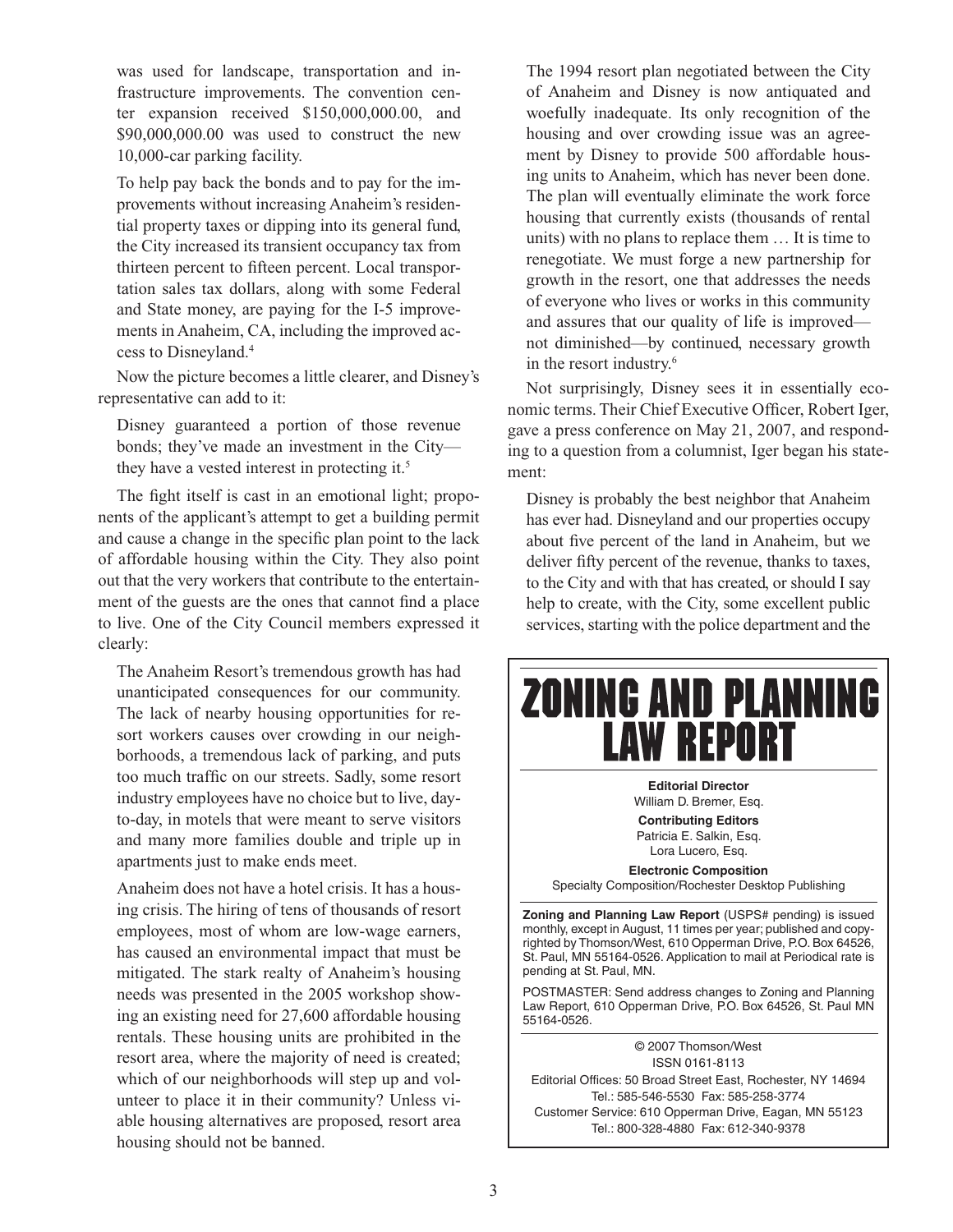was used for landscape, transportation and infrastructure improvements. The convention center expansion received $150,000,000.00, and $90,000,000.00 was used to construct the new 10,000-car parking facility.

> To help pay back the bonds and to pay for the improvements without increasing Anaheim's residential property taxes or dipping into its general fund, the City increased its transient occupancy tax from thirteen percent to fifteen percent. Local transportation sales tax dollars, along with some Federal and State money, are paying for the I-5 improvements in Anaheim, CA, including the improved access to Disneyland.[4]

Now the picture becomes a little clearer, and Disney's representative can add to it:

> Disney guaranteed a portion of those revenue bonds; they've made an investment in the City—they have a vested interest in protecting it.[5]

The fight itself is cast in an emotional light; proponents of the applicant's attempt to get a building permit and cause a change in the specific plan point to the lack of affordable housing within the City. They also point out that the very workers that contribute to the entertainment of the guests are the ones that cannot find a place to live. One of the City Council members expressed it clearly:

> The Anaheim Resort's tremendous growth has had unanticipated consequences for our community. The lack of nearby housing opportunities for resort workers causes over crowding in our neighborhoods, a tremendous lack of parking, and puts too much traffic on our streets. Sadly, some resort industry employees have no choice but to live, day-to-day, in motels that were meant to serve visitors and many more families double and triple up in apartments just to make ends meet.
>
> Anaheim does not have a hotel crisis. It has a housing crisis. The hiring of tens of thousands of resort employees, most of whom are low-wage earners, has caused an environmental impact that must be mitigated. The stark realty of Anaheim's housing needs was presented in the 2005 workshop showing an existing need for 27,600 affordable housing rentals. These housing units are prohibited in the resort area, where the majority of need is created; which of our neighborhoods will step up and volunteer to place it in their community? Unless viable housing alternatives are proposed, resort area housing should not be banned.
>
> The 1994 resort plan negotiated between the City of Anaheim and Disney is now antiquated and woefully inadequate. Its only recognition of the housing and over crowding issue was an agreement by Disney to provide 500 affordable housing units to Anaheim, which has never been done. The plan will eventually eliminate the work force housing that currently exists (thousands of rental units) with no plans to replace them … It is time to renegotiate. We must forge a new partnership for growth in the resort, one that addresses the needs of everyone who lives or works in this community and assures that our quality of life is improved—not diminished—by continued, necessary growth in the resort industry.[6]

Not surprisingly, Disney sees it in essentially economic terms. Their Chief Executive Officer, Robert Iger, gave a press conference on May 21, 2007, and responding to a question from a columnist, Iger began his statement:

> Disney is probably the best neighbor that Anaheim has ever had. Disneyland and our properties occupy about five percent of the land in Anaheim, but we deliver fifty percent of the revenue, thanks to taxes, to the City and with that has created, or should I say help to create, with the City, some excellent public services, starting with the police department and the

# ZONING AND PLANNING LAW REPORT

**Editorial Director**
William D. Bremer, Esq.

**Contributing Editors**
Patricia E. Salkin, Esq.
Lora Lucero, Esq.

**Electronic Composition**
Specialty Composition/Rochester Desktop Publishing

**Zoning and Planning Law Report** (USPS# pending) is issued monthly, except in August, 11 times per year; published and copyrighted by Thomson/West, 610 Opperman Drive, P.O. Box 64526, St. Paul, MN 55164-0526. Application to mail at Periodical rate is pending at St. Paul, MN.

POSTMASTER: Send address changes to Zoning and Planning Law Report, 610 Opperman Drive, P.O. Box 64526, St. Paul MN 55164-0526.

© 2007 Thomson/West
ISSN 0161-8113
Editorial Offices: 50 Broad Street East, Rochester, NY 14694
Tel.: 585-546-5530 Fax: 585-258-3774
Customer Service: 610 Opperman Drive, Eagan, MN 55123
Tel.: 800-328-4880 Fax: 612-340-9378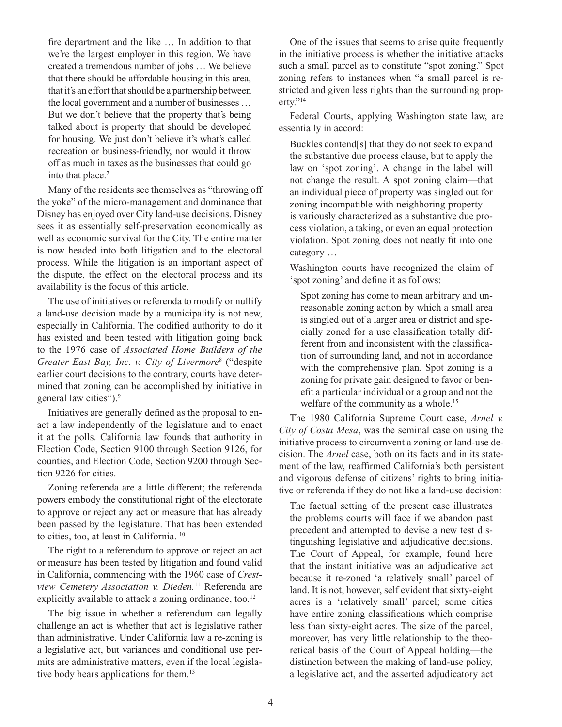> fire department and the like … In addition to that we're the largest employer in this region. We have created a tremendous number of jobs … We believe that there should be affordable housing in this area, that it's an effort that should be a partnership between the local government and a number of businesses … But we don't believe that the property that's being talked about is property that should be developed for housing. We just don't believe it's what's called recreation or business-friendly, nor would it throw off as much in taxes as the businesses that could go into that place.[7]

Many of the residents see themselves as "throwing off the yoke" of the micro-management and dominance that Disney has enjoyed over City land-use decisions. Disney sees it as essentially self-preservation economically as well as economic survival for the City. The entire matter is now headed into both litigation and to the electoral process. While the litigation is an important aspect of the dispute, the effect on the electoral process and its availability is the focus of this article.

The use of initiatives or referenda to modify or nullify a land-use decision made by a municipality is not new, especially in California. The codified authority to do it has existed and been tested with litigation going back to the 1976 case of *Associated Home Builders of the Greater East Bay, Inc. v. City of Livermore*[8] ("despite earlier court decisions to the contrary, courts have determined that zoning can be accomplished by initiative in general law cities").[9]

Initiatives are generally defined as the proposal to enact a law independently of the legislature and to enact it at the polls. California law founds that authority in Election Code, Section 9100 through Section 9126, for counties, and Election Code, Section 9200 through Section 9226 for cities.

Zoning referenda are a little different; the referenda powers embody the constitutional right of the electorate to approve or reject any act or measure that has already been passed by the legislature. That has been extended to cities, too, at least in California.[10]

The right to a referendum to approve or reject an act or measure has been tested by litigation and found valid in California, commencing with the 1960 case of *Crestview Cemetery Association v. Dieden.*[11] Referenda are explicitly available to attack a zoning ordinance, too.[12]

The big issue in whether a referendum can legally challenge an act is whether that act is legislative rather than administrative. Under California law a re-zoning is a legislative act, but variances and conditional use permits are administrative matters, even if the local legislative body hears applications for them.[13]

One of the issues that seems to arise quite frequently in the initiative process is whether the initiative attacks such a small parcel as to constitute "spot zoning." Spot zoning refers to instances when "a small parcel is restricted and given less rights than the surrounding property."[14]

Federal Courts, applying Washington state law, are essentially in accord:

> Buckles contend[s] that they do not seek to expand the substantive due process clause, but to apply the law on 'spot zoning'. A change in the label will not change the result. A spot zoning claim—that an individual piece of property was singled out for zoning incompatible with neighboring property—is variously characterized as a substantive due process violation, a taking, or even an equal protection violation. Spot zoning does not neatly fit into one category …
>
> Washington courts have recognized the claim of 'spot zoning' and define it as follows:
>
>> Spot zoning has come to mean arbitrary and unreasonable zoning action by which a small area is singled out of a larger area or district and specially zoned for a use classification totally different from and inconsistent with the classification of surrounding land, and not in accordance with the comprehensive plan. Spot zoning is a zoning for private gain designed to favor or benefit a particular individual or a group and not the welfare of the community as a whole.[15]

The 1980 California Supreme Court case, *Arnel v. City of Costa Mesa*, was the seminal case on using the initiative process to circumvent a zoning or land-use decision. The *Arnel* case, both on its facts and in its statement of the law, reaffirmed California's both persistent and vigorous defense of citizens' rights to bring initiative or referenda if they do not like a land-use decision:

> The factual setting of the present case illustrates the problems courts will face if we abandon past precedent and attempted to devise a new test distinguishing legislative and adjudicative decisions. The Court of Appeal, for example, found here that the instant initiative was an adjudicative act because it re-zoned 'a relatively small' parcel of land. It is not, however, self evident that sixty-eight acres is a 'relatively small' parcel; some cities have entire zoning classifications which comprise less than sixty-eight acres. The size of the parcel, moreover, has very little relationship to the theoretical basis of the Court of Appeal holding—the distinction between the making of land-use policy, a legislative act, and the asserted adjudicatory act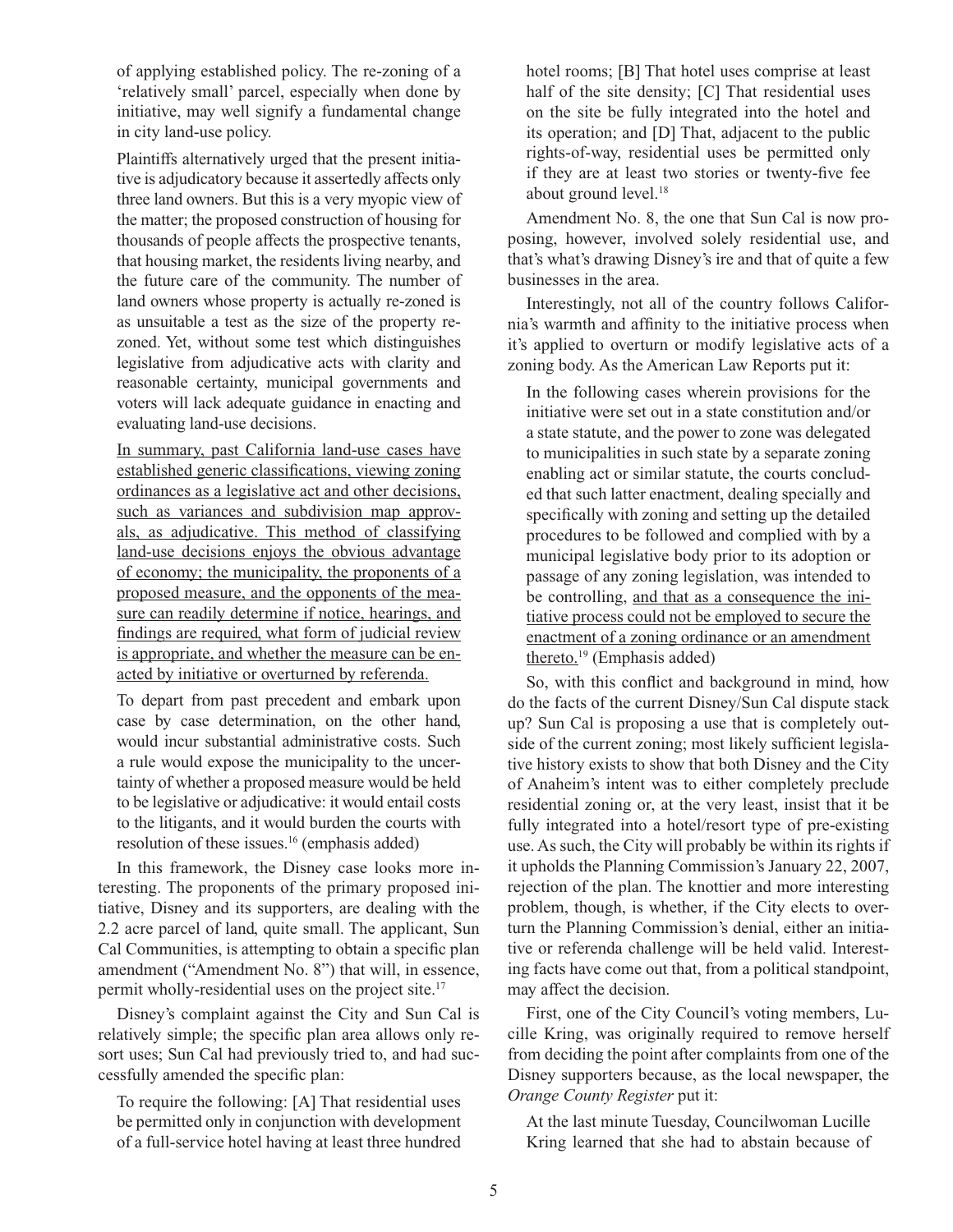of applying established policy. The re-zoning of a 'relatively small' parcel, especially when done by initiative, may well signify a fundamental change in city land-use policy.

> Plaintiffs alternatively urged that the present initiative is adjudicatory because it assertedly affects only three land owners. But this is a very myopic view of the matter; the proposed construction of housing for thousands of people affects the prospective tenants, that housing market, the residents living nearby, and the future care of the community. The number of land owners whose property is actually re-zoned is as unsuitable a test as the size of the property re-zoned. Yet, without some test which distinguishes legislative from adjudicative acts with clarity and reasonable certainty, municipal governments and voters will lack adequate guidance in enacting and evaluating land-use decisions.
>
> <u>In summary, past California land-use cases have established generic classifications, viewing zoning ordinances as a legislative act and other decisions, such as variances and subdivision map approvals, as adjudicative. This method of classifying land-use decisions enjoys the obvious advantage of economy; the municipality, the proponents of a proposed measure, and the opponents of the measure can readily determine if notice, hearings, and findings are required, what form of judicial review is appropriate, and whether the measure can be enacted by initiative or overturned by referenda.</u>
>
> To depart from past precedent and embark upon case by case determination, on the other hand, would incur substantial administrative costs. Such a rule would expose the municipality to the uncertainty of whether a proposed measure would be held to be legislative or adjudicative: it would entail costs to the litigants, and it would burden the courts with resolution of these issues.[16] (emphasis added)

In this framework, the Disney case looks more interesting. The proponents of the primary proposed initiative, Disney and its supporters, are dealing with the 2.2 acre parcel of land, quite small. The applicant, Sun Cal Communities, is attempting to obtain a specific plan amendment ("Amendment No. 8") that will, in essence, permit wholly-residential uses on the project site.[17]

Disney's complaint against the City and Sun Cal is relatively simple; the specific plan area allows only resort uses; Sun Cal had previously tried to, and had successfully amended the specific plan:

> To require the following: [A] That residential uses be permitted only in conjunction with development of a full-service hotel having at least three hundred hotel rooms; [B] That hotel uses comprise at least half of the site density; [C] That residential uses on the site be fully integrated into the hotel and its operation; and [D] That, adjacent to the public rights-of-way, residential uses be permitted only if they are at least two stories or twenty-five fee about ground level.[18]

Amendment No. 8, the one that Sun Cal is now proposing, however, involved solely residential use, and that's what's drawing Disney's ire and that of quite a few businesses in the area.

Interestingly, not all of the country follows California's warmth and affinity to the initiative process when it's applied to overturn or modify legislative acts of a zoning body. As the American Law Reports put it:

> In the following cases wherein provisions for the initiative were set out in a state constitution and/or a state statute, and the power to zone was delegated to municipalities in such state by a separate zoning enabling act or similar statute, the courts concluded that such latter enactment, dealing specially and specifically with zoning and setting up the detailed procedures to be followed and complied with by a municipal legislative body prior to its adoption or passage of any zoning legislation, was intended to be controlling, <u>and that as a consequence the initiative process could not be employed to secure the enactment of a zoning ordinance or an amendment thereto.</u>[19] (Emphasis added)

So, with this conflict and background in mind, how do the facts of the current Disney/Sun Cal dispute stack up? Sun Cal is proposing a use that is completely outside of the current zoning; most likely sufficient legislative history exists to show that both Disney and the City of Anaheim's intent was to either completely preclude residential zoning or, at the very least, insist that it be fully integrated into a hotel/resort type of pre-existing use. As such, the City will probably be within its rights if it upholds the Planning Commission's January 22, 2007, rejection of the plan. The knottier and more interesting problem, though, is whether, if the City elects to overturn the Planning Commission's denial, either an initiative or referenda challenge will be held valid. Interesting facts have come out that, from a political standpoint, may affect the decision.

First, one of the City Council's voting members, Lucille Kring, was originally required to remove herself from deciding the point after complaints from one of the Disney supporters because, as the local newspaper, the *Orange County Register* put it:

> At the last minute Tuesday, Councilwoman Lucille Kring learned that she had to abstain because of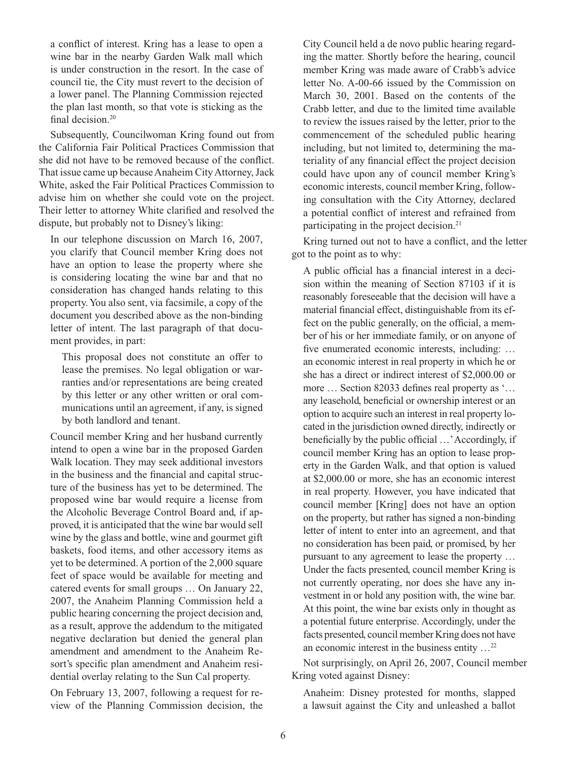a conflict of interest. Kring has a lease to open a wine bar in the nearby Garden Walk mall which is under construction in the resort. In the case of council tie, the City must revert to the decision of a lower panel. The Planning Commission rejected the plan last month, so that vote is sticking as the final decision.[20]

Subsequently, Councilwoman Kring found out from the California Fair Political Practices Commission that she did not have to be removed because of the conflict. That issue came up because Anaheim City Attorney, Jack White, asked the Fair Political Practices Commission to advise him on whether she could vote on the project. Their letter to attorney White clarified and resolved the dispute, but probably not to Disney's liking:

> In our telephone discussion on March 16, 2007, you clarify that Council member Kring does not have an option to lease the property where she is considering locating the wine bar and that no consideration has changed hands relating to this property. You also sent, via facsimile, a copy of the document you described above as the non-binding letter of intent. The last paragraph of that document provides, in part:
>
> > This proposal does not constitute an offer to lease the premises. No legal obligation or warranties and/or representations are being created by this letter or any other written or oral communications until an agreement, if any, is signed by both landlord and tenant.
>
> Council member Kring and her husband currently intend to open a wine bar in the proposed Garden Walk location. They may seek additional investors in the business and the financial and capital structure of the business has yet to be determined. The proposed wine bar would require a license from the Alcoholic Beverage Control Board and, if approved, it is anticipated that the wine bar would sell wine by the glass and bottle, wine and gourmet gift baskets, food items, and other accessory items as yet to be determined. A portion of the 2,000 square feet of space would be available for meeting and catered events for small groups … On January 22, 2007, the Anaheim Planning Commission held a public hearing concerning the project decision and, as a result, approve the addendum to the mitigated negative declaration but denied the general plan amendment and amendment to the Anaheim Resort's specific plan amendment and Anaheim residential overlay relating to the Sun Cal property.
>
> On February 13, 2007, following a request for review of the Planning Commission decision, the City Council held a de novo public hearing regarding the matter. Shortly before the hearing, council member Kring was made aware of Crabb's advice letter No. A-00-66 issued by the Commission on March 30, 2001. Based on the contents of the Crabb letter, and due to the limited time available to review the issues raised by the letter, prior to the commencement of the scheduled public hearing including, but not limited to, determining the materiality of any financial effect the project decision could have upon any of council member Kring's economic interests, council member Kring, following consultation with the City Attorney, declared a potential conflict of interest and refrained from participating in the project decision.[21]

Kring turned out not to have a conflict, and the letter got to the point as to why:

> A public official has a financial interest in a decision within the meaning of Section 87103 if it is reasonably foreseeable that the decision will have a material financial effect, distinguishable from its effect on the public generally, on the official, a member of his or her immediate family, or on anyone of five enumerated economic interests, including: … an economic interest in real property in which he or she has a direct or indirect interest of $2,000.00 or more … Section 82033 defines real property as '… any leasehold, beneficial or ownership interest or an option to acquire such an interest in real property located in the jurisdiction owned directly, indirectly or beneficially by the public official …' Accordingly, if council member Kring has an option to lease property in the Garden Walk, and that option is valued at $2,000.00 or more, she has an economic interest in real property. However, you have indicated that council member [Kring] does not have an option on the property, but rather has signed a non-binding letter of intent to enter into an agreement, and that no consideration has been paid, or promised, by her pursuant to any agreement to lease the property … Under the facts presented, council member Kring is not currently operating, nor does she have any investment in or hold any position with, the wine bar. At this point, the wine bar exists only in thought as a potential future enterprise. Accordingly, under the facts presented, council member Kring does not have an economic interest in the business entity …[22]

Not surprisingly, on April 26, 2007, Council member Kring voted against Disney:

> Anaheim: Disney protested for months, slapped a lawsuit against the City and unleashed a ballot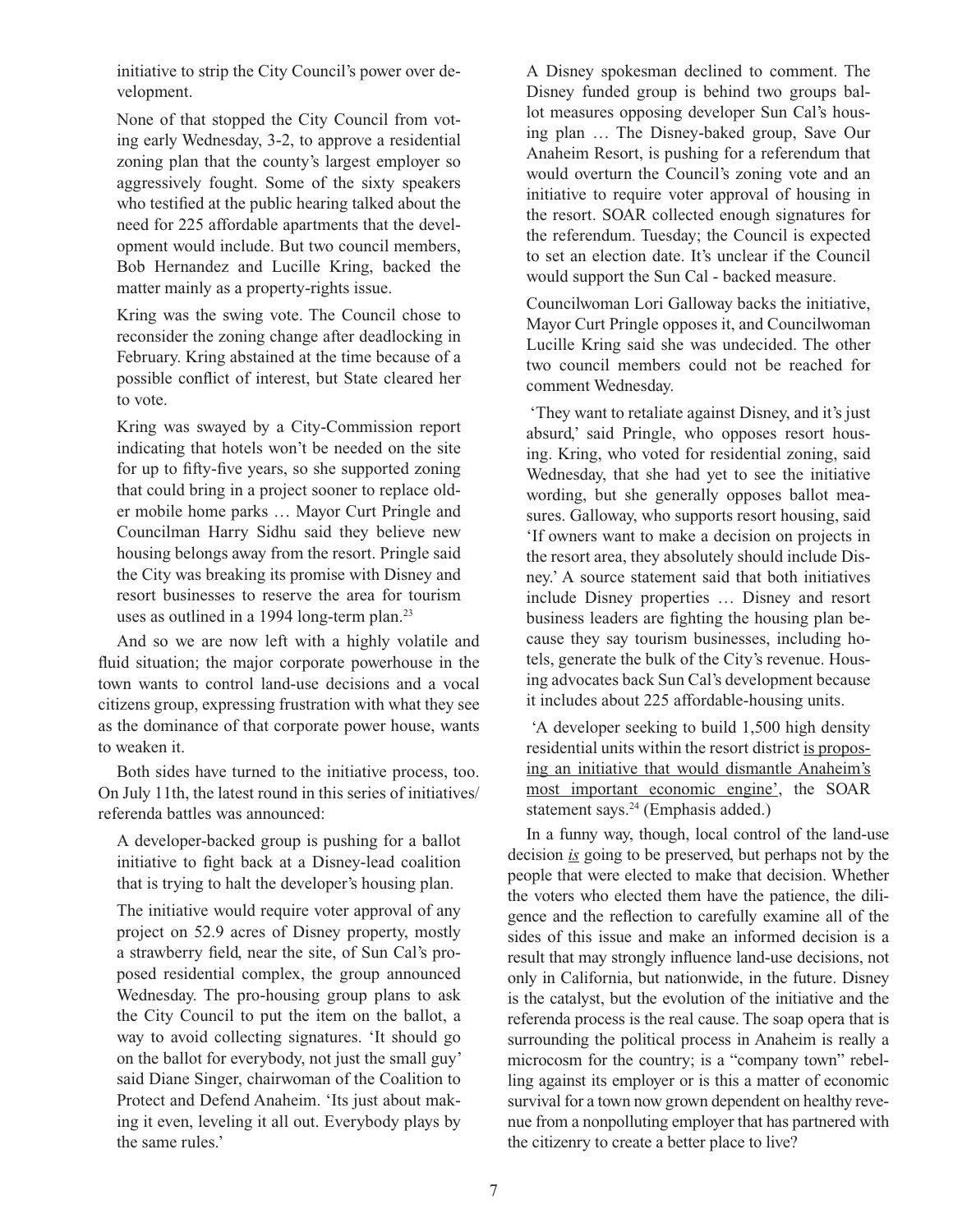initiative to strip the City Council's power over development.

None of that stopped the City Council from voting early Wednesday, 3-2, to approve a residential zoning plan that the county's largest employer so aggressively fought. Some of the sixty speakers who testified at the public hearing talked about the need for 225 affordable apartments that the development would include. But two council members, Bob Hernandez and Lucille Kring, backed the matter mainly as a property-rights issue.

Kring was the swing vote. The Council chose to reconsider the zoning change after deadlocking in February. Kring abstained at the time because of a possible conflict of interest, but State cleared her to vote.

Kring was swayed by a City-Commission report indicating that hotels won't be needed on the site for up to fifty-five years, so she supported zoning that could bring in a project sooner to replace older mobile home parks … Mayor Curt Pringle and Councilman Harry Sidhu said they believe new housing belongs away from the resort. Pringle said the City was breaking its promise with Disney and resort businesses to reserve the area for tourism uses as outlined in a 1994 long-term plan.[23]

And so we are now left with a highly volatile and fluid situation; the major corporate powerhouse in the town wants to control land-use decisions and a vocal citizens group, expressing frustration with what they see as the dominance of that corporate power house, wants to weaken it.

Both sides have turned to the initiative process, too. On July 11th, the latest round in this series of initiatives/referenda battles was announced:

> A developer-backed group is pushing for a ballot initiative to fight back at a Disney-lead coalition that is trying to halt the developer's housing plan.
>
> The initiative would require voter approval of any project on 52.9 acres of Disney property, mostly a strawberry field, near the site, of Sun Cal's proposed residential complex, the group announced Wednesday. The pro-housing group plans to ask the City Council to put the item on the ballot, a way to avoid collecting signatures. 'It should go on the ballot for everybody, not just the small guy' said Diane Singer, chairwoman of the Coalition to Protect and Defend Anaheim. 'Its just about making it even, leveling it all out. Everybody plays by the same rules.'
>
> A Disney spokesman declined to comment. The Disney funded group is behind two groups ballot measures opposing developer Sun Cal's housing plan … The Disney-baked group, Save Our Anaheim Resort, is pushing for a referendum that would overturn the Council's zoning vote and an initiative to require voter approval of housing in the resort. SOAR collected enough signatures for the referendum. Tuesday; the Council is expected to set an election date. It's unclear if the Council would support the Sun Cal - backed measure.
>
> Councilwoman Lori Galloway backs the initiative, Mayor Curt Pringle opposes it, and Councilwoman Lucille Kring said she was undecided. The other two council members could not be reached for comment Wednesday.
>
> 'They want to retaliate against Disney, and it's just absurd,' said Pringle, who opposes resort housing. Kring, who voted for residential zoning, said Wednesday, that she had yet to see the initiative wording, but she generally opposes ballot measures. Galloway, who supports resort housing, said 'If owners want to make a decision on projects in the resort area, they absolutely should include Disney.' A source statement said that both initiatives include Disney properties … Disney and resort business leaders are fighting the housing plan because they say tourism businesses, including hotels, generate the bulk of the City's revenue. Housing advocates back Sun Cal's development because it includes about 225 affordable-housing units.
>
> 'A developer seeking to build 1,500 high density residential units within the resort district <u>is proposing an initiative that would dismantle Anaheim's most important economic engine</u>', the SOAR statement says.[24] (Emphasis added.)

In a funny way, though, local control of the land-use decision *is* going to be preserved, but perhaps not by the people that were elected to make that decision. Whether the voters who elected them have the patience, the diligence and the reflection to carefully examine all of the sides of this issue and make an informed decision is a result that may strongly influence land-use decisions, not only in California, but nationwide, in the future. Disney is the catalyst, but the evolution of the initiative and the referenda process is the real cause. The soap opera that is surrounding the political process in Anaheim is really a microcosm for the country; is a "company town" rebelling against its employer or is this a matter of economic survival for a town now grown dependent on healthy revenue from a nonpolluting employer that has partnered with the citizenry to create a better place to live?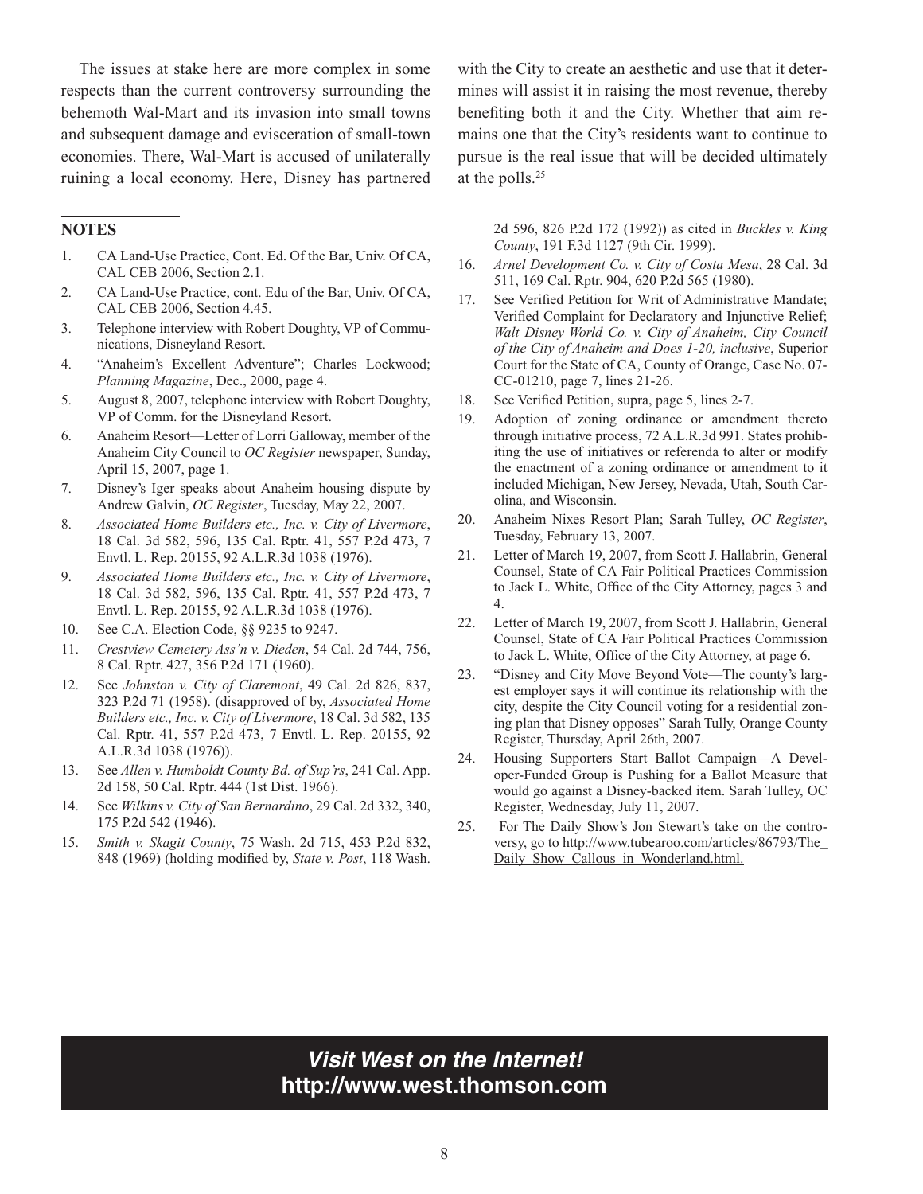The issues at stake here are more complex in some respects than the current controversy surrounding the behemoth Wal-Mart and its invasion into small towns and subsequent damage and evisceration of small-town economies. There, Wal-Mart is accused of unilaterally ruining a local economy. Here, Disney has partnered with the City to create an aesthetic and use that it determines will assist it in raising the most revenue, thereby benefiting both it and the City. Whether that aim remains one that the City's residents want to continue to pursue is the real issue that will be decided ultimately at the polls.[25]

## NOTES

1. CA Land-Use Practice, Cont. Ed. Of the Bar, Univ. Of CA, CAL CEB 2006, Section 2.1.
2. CA Land-Use Practice, cont. Edu of the Bar, Univ. Of CA, CAL CEB 2006, Section 4.45.
3. Telephone interview with Robert Doughty, VP of Communications, Disneyland Resort.
4. "Anaheim's Excellent Adventure"; Charles Lockwood; *Planning Magazine*, Dec., 2000, page 4.
5. August 8, 2007, telephone interview with Robert Doughty, VP of Comm. for the Disneyland Resort.
6. Anaheim Resort—Letter of Lorri Galloway, member of the Anaheim City Council to *OC Register* newspaper, Sunday, April 15, 2007, page 1.
7. Disney's Iger speaks about Anaheim housing dispute by Andrew Galvin, *OC Register*, Tuesday, May 22, 2007.
8. *Associated Home Builders etc., Inc. v. City of Livermore*, 18 Cal. 3d 582, 596, 135 Cal. Rptr. 41, 557 P.2d 473, 7 Envtl. L. Rep. 20155, 92 A.L.R.3d 1038 (1976).
9. *Associated Home Builders etc., Inc. v. City of Livermore*, 18 Cal. 3d 582, 596, 135 Cal. Rptr. 41, 557 P.2d 473, 7 Envtl. L. Rep. 20155, 92 A.L.R.3d 1038 (1976).
10. See C.A. Election Code, §§ 9235 to 9247.
11. *Crestview Cemetery Ass'n v. Dieden*, 54 Cal. 2d 744, 756, 8 Cal. Rptr. 427, 356 P.2d 171 (1960).
12. See *Johnston v. City of Claremont*, 49 Cal. 2d 826, 837, 323 P.2d 71 (1958). (disapproved of by, *Associated Home Builders etc., Inc. v. City of Livermore*, 18 Cal. 3d 582, 135 Cal. Rptr. 41, 557 P.2d 473, 7 Envtl. L. Rep. 20155, 92 A.L.R.3d 1038 (1976)).
13. See *Allen v. Humboldt County Bd. of Sup'rs*, 241 Cal. App. 2d 158, 50 Cal. Rptr. 444 (1st Dist. 1966).
14. See *Wilkins v. City of San Bernardino*, 29 Cal. 2d 332, 340, 175 P.2d 542 (1946).
15. *Smith v. Skagit County*, 75 Wash. 2d 715, 453 P.2d 832, 848 (1969) (holding modified by, *State v. Post*, 118 Wash. 2d 596, 826 P.2d 172 (1992)) as cited in *Buckles v. King County*, 191 F.3d 1127 (9th Cir. 1999).
16. *Arnel Development Co. v. City of Costa Mesa*, 28 Cal. 3d 511, 169 Cal. Rptr. 904, 620 P.2d 565 (1980).
17. See Verified Petition for Writ of Administrative Mandate; Verified Complaint for Declaratory and Injunctive Relief; *Walt Disney World Co. v. City of Anaheim, City Council of the City of Anaheim and Does 1-20, inclusive*, Superior Court for the State of CA, County of Orange, Case No. 07-CC-01210, page 7, lines 21-26.
18. See Verified Petition, supra, page 5, lines 2-7.
19. Adoption of zoning ordinance or amendment thereto through initiative process, 72 A.L.R.3d 991. States prohibiting the use of initiatives or referenda to alter or modify the enactment of a zoning ordinance or amendment to it included Michigan, New Jersey, Nevada, Utah, South Carolina, and Wisconsin.
20. Anaheim Nixes Resort Plan; Sarah Tulley, *OC Register*, Tuesday, February 13, 2007.
21. Letter of March 19, 2007, from Scott J. Hallabrin, General Counsel, State of CA Fair Political Practices Commission to Jack L. White, Office of the City Attorney, pages 3 and 4.
22. Letter of March 19, 2007, from Scott J. Hallabrin, General Counsel, State of CA Fair Political Practices Commission to Jack L. White, Office of the City Attorney, at page 6.
23. "Disney and City Move Beyond Vote—The county's largest employer says it will continue its relationship with the city, despite the City Council voting for a residential zoning plan that Disney opposes" Sarah Tully, Orange County Register, Thursday, April 26th, 2007.
24. Housing Supporters Start Ballot Campaign—A Developer-Funded Group is Pushing for a Ballot Measure that would go against a Disney-backed item. Sarah Tulley, OC Register, Wednesday, July 11, 2007.
25. For The Daily Show's Jon Stewart's take on the controversy, go to http://www.tubearoo.com/articles/86793/The_Daily_Show_Callous_in_Wonderland.html.

***Visit West on the Internet!***
**http://www.west.thomson.com**